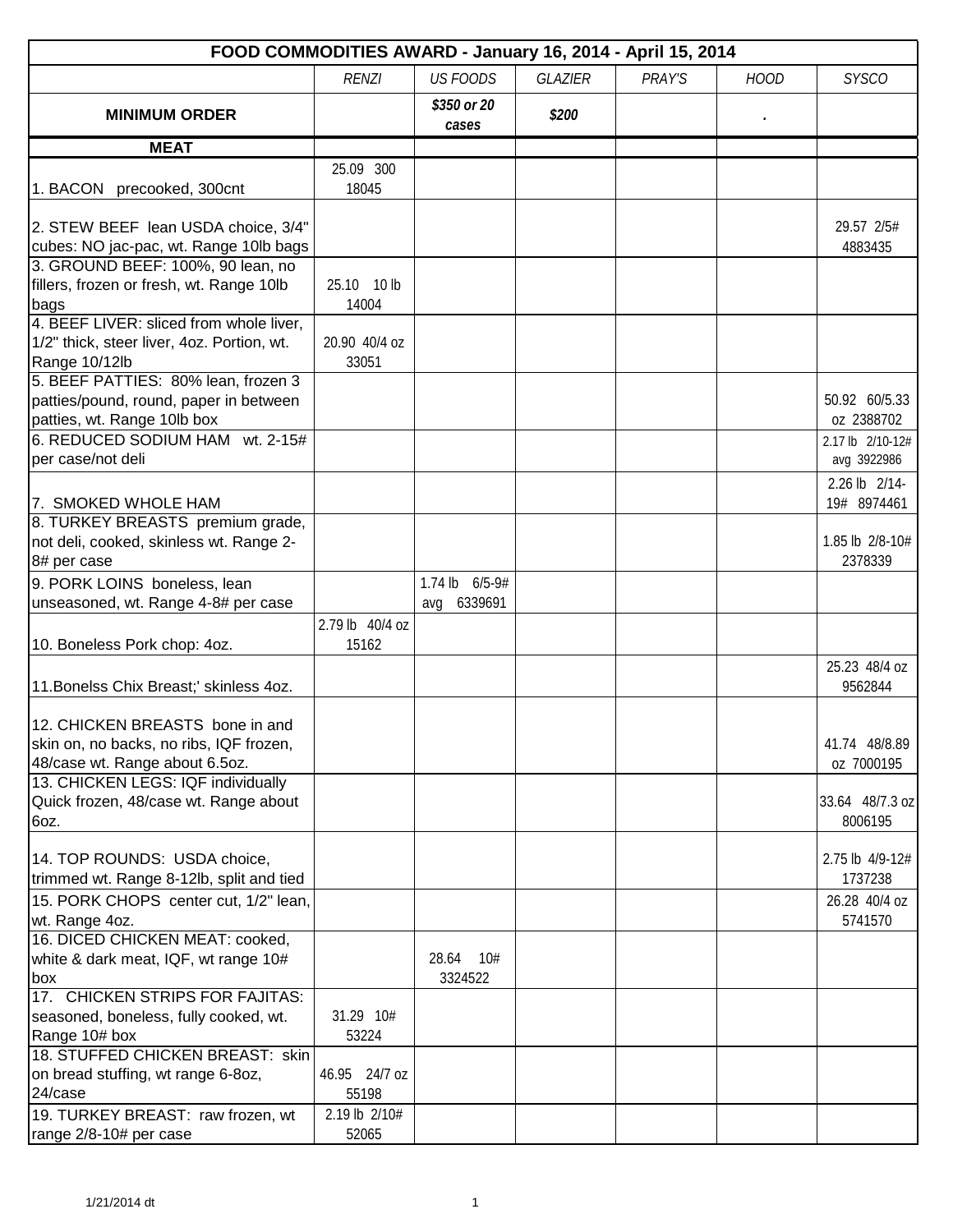| FOOD COMMODITIES AWARD - January 16, 2014 - April 15, 2014 | | | | | | |
|---|---|---|---|---|---|---|
| | *RENZI* | *US FOODS* | *GLAZIER* | *PRAY'S* | *HOOD* | *SYSCO* |
| **MINIMUM ORDER** | | ***$350 or 20 cases*** | ***$200*** | | **.** | |
| **MEAT** | | | | | | |
| 1. BACON precooked, 300cnt | 25.09 300 18045 | | | | | |
| 2. STEW BEEF lean USDA choice, 3/4" cubes: NO jac-pac, wt. Range 10lb bags | | | | | | 29.57 2/5# 4883435 |
| 3. GROUND BEEF: 100%, 90 lean, no fillers, frozen or fresh, wt. Range 10lb bags | 25.10 10 lb 14004 | | | | | |
| 4. BEEF LIVER: sliced from whole liver, 1/2" thick, steer liver, 4oz. Portion, wt. Range 10/12lb | 20.90 40/4 oz 33051 | | | | | |
| 5. BEEF PATTIES: 80% lean, frozen 3 patties/pound, round, paper in between patties, wt. Range 10lb box | | | | | | 50.92 60/5.33 oz 2388702 |
| 6. REDUCED SODIUM HAM wt. 2-15# per case/not deli | | | | | | 2.17 lb 2/10-12# avg 3922986 |
| 7. SMOKED WHOLE HAM | | | | | | 2.26 lb 2/14-19# 8974461 |
| 8. TURKEY BREASTS premium grade, not deli, cooked, skinless wt. Range 2-8# per case | | | | | | 1.85 lb 2/8-10# 2378339 |
| 9. PORK LOINS boneless, lean unseasoned, wt. Range 4-8# per case | | 1.74 lb 6/5-9# avg 6339691 | | | | |
| 10. Boneless Pork chop: 4oz. | 2.79 lb 40/4 oz 15162 | | | | | |
| 11.Bonelss Chix Breast;' skinless 4oz. | | | | | | 25.23 48/4 oz 9562844 |
| 12. CHICKEN BREASTS bone in and skin on, no backs, no ribs, IQF frozen, 48/case wt. Range about 6.5oz. | | | | | | 41.74 48/8.89 oz 7000195 |
| 13. CHICKEN LEGS: IQF individually Quick frozen, 48/case wt. Range about 6oz. | | | | | | 33.64 48/7.3 oz 8006195 |
| 14. TOP ROUNDS: USDA choice, trimmed wt. Range 8-12lb, split and tied | | | | | | 2.75 lb 4/9-12# 1737238 |
| 15. PORK CHOPS center cut, 1/2" lean, wt. Range 4oz. | | | | | | 26.28 40/4 oz 5741570 |
| 16. DICED CHICKEN MEAT: cooked, white & dark meat, IQF, wt range 10# box | | 28.64 10# 3324522 | | | | |
| 17. CHICKEN STRIPS FOR FAJITAS: seasoned, boneless, fully cooked, wt. Range 10# box | 31.29 10# 53224 | | | | | |
| 18. STUFFED CHICKEN BREAST: skin on bread stuffing, wt range 6-8oz, 24/case | 46.95 24/7 oz 55198 | | | | | |
| 19. TURKEY BREAST: raw frozen, wt range 2/8-10# per case | 2.19 lb 2/10# 52065 | | | | | |

1/21/2014 dt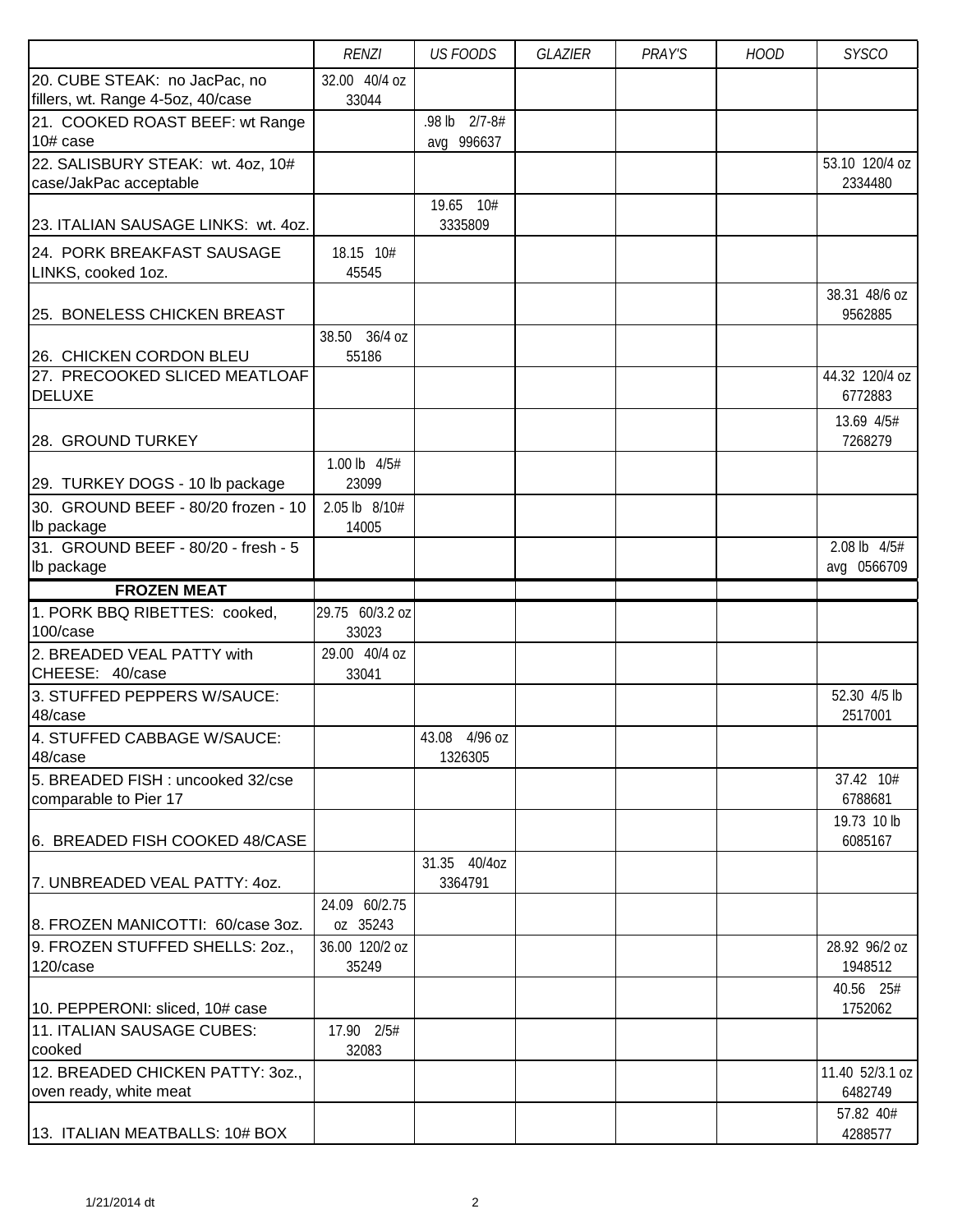| | RENZI | US FOODS | GLAZIER | PRAY'S | HOOD | SYSCO |
|---|---|---|---|---|---|---|
| 20. CUBE STEAK: no JacPac, no fillers, wt. Range 4-5oz, 40/case | 32.00 40/4 oz 33044 | | | | | |
| 21. COOKED ROAST BEEF: wt Range 10# case | | .98 lb 2/7-8# avg 996637 | | | | |
| 22. SALISBURY STEAK: wt. 4oz, 10# case/JakPac acceptable | | | | | | 53.10 120/4 oz 2334480 |
| 23. ITALIAN SAUSAGE LINKS: wt. 4oz. | | 19.65 10# 3335809 | | | | |
| 24. PORK BREAKFAST SAUSAGE LINKS, cooked 1oz. | 18.15 10# 45545 | | | | | |
| 25. BONELESS CHICKEN BREAST | | | | | | 38.31 48/6 oz 9562885 |
| 26. CHICKEN CORDON BLEU | 38.50 36/4 oz 55186 | | | | | |
| 27. PRECOOKED SLICED MEATLOAF DELUXE | | | | | | 44.32 120/4 oz 6772883 |
| 28. GROUND TURKEY | | | | | | 13.69 4/5# 7268279 |
| 29. TURKEY DOGS - 10 lb package | 1.00 lb 4/5# 23099 | | | | | |
| 30. GROUND BEEF - 80/20 frozen - 10 lb package | 2.05 lb 8/10# 14005 | | | | | |
| 31. GROUND BEEF - 80/20 - fresh - 5 lb package | | | | | | 2.08 lb 4/5# avg 0566709 |
| **FROZEN MEAT** | | | | | | |
| 1. PORK BBQ RIBETTES: cooked, 100/case | 29.75 60/3.2 oz 33023 | | | | | |
| 2. BREADED VEAL PATTY with CHEESE: 40/case | 29.00 40/4 oz 33041 | | | | | |
| 3. STUFFED PEPPERS W/SAUCE: 48/case | | | | | | 52.30 4/5 lb 2517001 |
| 4. STUFFED CABBAGE W/SAUCE: 48/case | | 43.08 4/96 oz 1326305 | | | | |
| 5. BREADED FISH : uncooked 32/cse comparable to Pier 17 | | | | | | 37.42 10# 6788681 |
| 6. BREADED FISH COOKED 48/CASE | | | | | | 19.73 10 lb 6085167 |
| 7. UNBREADED VEAL PATTY: 4oz. | | 31.35 40/4oz 3364791 | | | | |
| 8. FROZEN MANICOTTI: 60/case 3oz. | 24.09 60/2.75 oz 35243 | | | | | |
| 9. FROZEN STUFFED SHELLS: 2oz., 120/case | 36.00 120/2 oz 35249 | | | | | 28.92 96/2 oz 1948512 |
| 10. PEPPERONI: sliced, 10# case | | | | | | 40.56 25# 1752062 |
| 11. ITALIAN SAUSAGE CUBES: cooked | 17.90 2/5# 32083 | | | | | |
| 12. BREADED CHICKEN PATTY: 3oz., oven ready, white meat | | | | | | 11.40 52/3.1 oz 6482749 |
| 13. ITALIAN MEATBALLS: 10# BOX | | | | | | 57.82 40# 4288577 |

1/21/2014 dt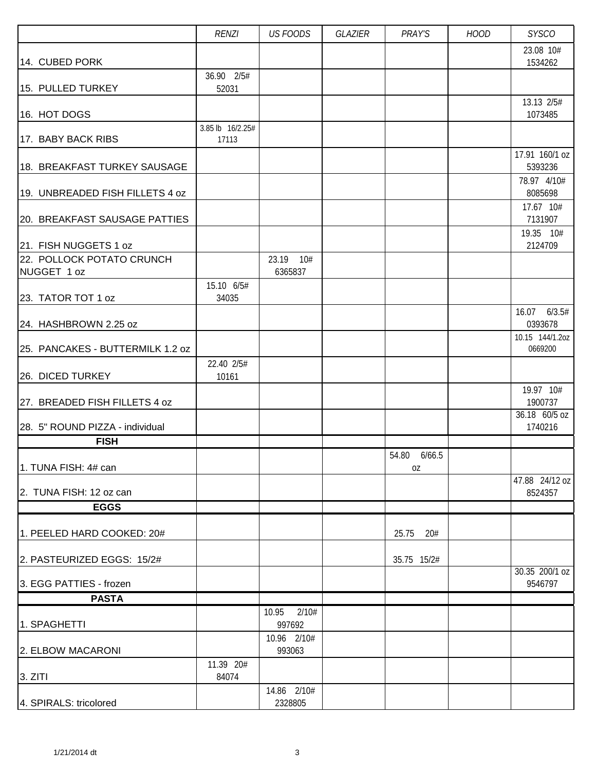| | RENZI | US FOODS | GLAZIER | PRAY'S | HOOD | SYSCO |
|---|---|---|---|---|---|---|
| 14. CUBED PORK | | | | | | 23.08 10# 1534262 |
| 15. PULLED TURKEY | 36.90 2/5# 52031 | | | | | |
| 16. HOT DOGS | | | | | | 13.13 2/5# 1073485 |
| 17. BABY BACK RIBS | 3.85 lb 16/2.25# 17113 | | | | | |
| 18. BREAKFAST TURKEY SAUSAGE | | | | | | 17.91 160/1 oz 5393236 |
| 19. UNBREADED FISH FILLETS 4 oz | | | | | | 78.97 4/10# 8085698 |
| 20. BREAKFAST SAUSAGE PATTIES | | | | | | 17.67 10# 7131907 |
| 21. FISH NUGGETS 1 oz | | | | | | 19.35 10# 2124709 |
| 22. POLLOCK POTATO CRUNCH NUGGET 1 oz | | 23.19 10# 6365837 | | | | |
| 23. TATOR TOT 1 oz | 15.10 6/5# 34035 | | | | | |
| 24. HASHBROWN 2.25 oz | | | | | | 16.07 6/3.5# 0393678 |
| 25. PANCAKES - BUTTERMILK 1.2 oz | | | | | | 10.15 144/1.2oz 0669200 |
| 26. DICED TURKEY | 22.40 2/5# 10161 | | | | | |
| 27. BREADED FISH FILLETS 4 oz | | | | | | 19.97 10# 1900737 |
| 28. 5" ROUND PIZZA - individual | | | | | | 36.18 60/5 oz 1740216 |
| **FISH** | | | | | | |
| 1. TUNA FISH: 4# can | | | | 54.80 6/66.5 oz | | |
| 2. TUNA FISH: 12 oz can | | | | | | 47.88 24/12 oz 8524357 |
| **EGGS** | | | | | | |
| 1. PEELED HARD COOKED: 20# | | | | 25.75 20# | | |
| 2. PASTEURIZED EGGS: 15/2# | | | | 35.75 15/2# | | |
| 3. EGG PATTIES - frozen | | | | | | 30.35 200/1 oz 9546797 |
| **PASTA** | | | | | | |
| 1. SPAGHETTI | | 10.95 2/10# 997692 | | | | |
| 2. ELBOW MACARONI | | 10.96 2/10# 993063 | | | | |
| 3. ZITI | 11.39 20# 84074 | | | | | |
| 4. SPIRALS: tricolored | | 14.86 2/10# 2328805 | | | | |

1/21/2014 dt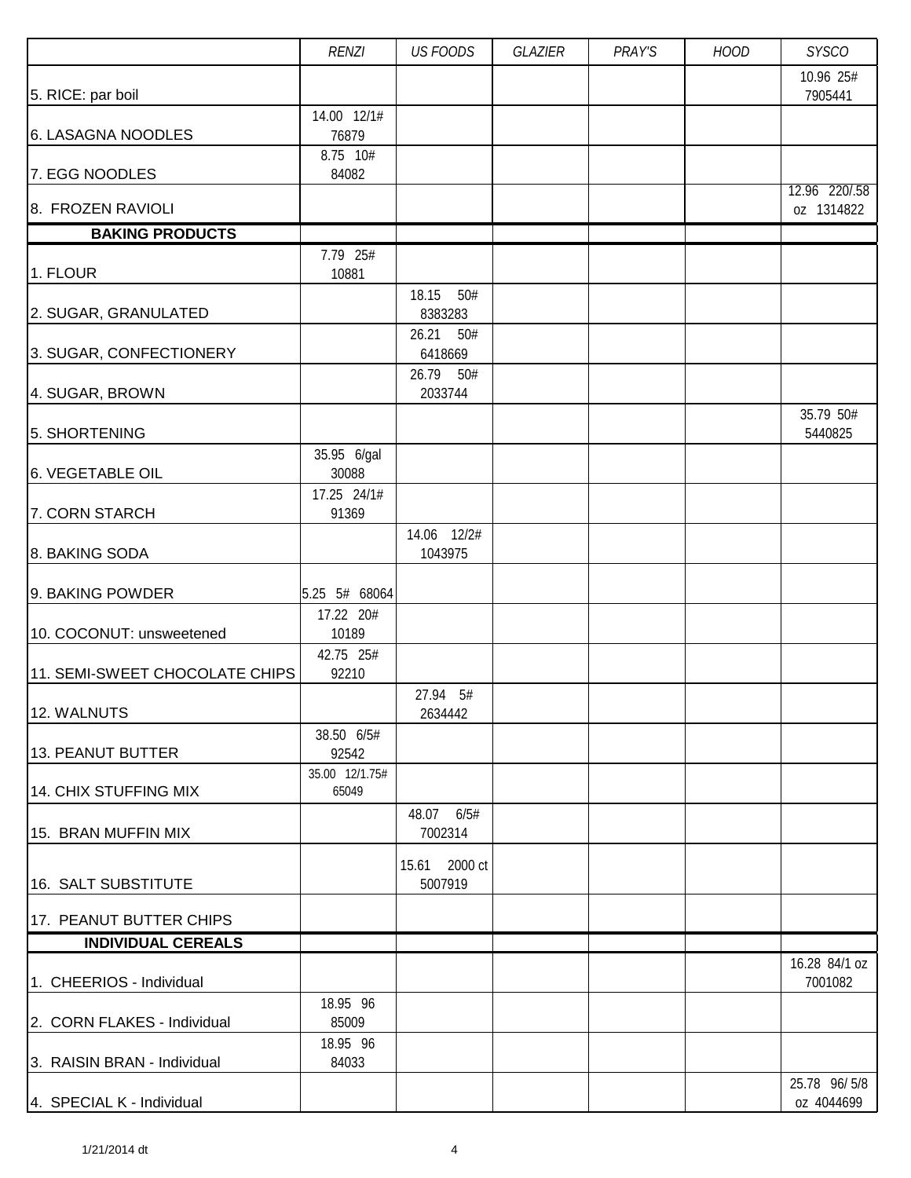| | RENZI | US FOODS | GLAZIER | PRAY'S | HOOD | SYSCO |
|---|---|---|---|---|---|---|
| 5. RICE: par boil | | | | | | 10.96 25# 7905441 |
| 6. LASAGNA NOODLES | 14.00 12/1# 76879 | | | | | |
| 7. EGG NOODLES | 8.75 10# 84082 | | | | | |
| 8. FROZEN RAVIOLI | | | | | | 12.96 220/.58 oz 1314822 |
| **BAKING PRODUCTS** | | | | | | |
| 1. FLOUR | 7.79 25# 10881 | | | | | |
| 2. SUGAR, GRANULATED | | 18.15 50# 8383283 | | | | |
| 3. SUGAR, CONFECTIONERY | | 26.21 50# 6418669 | | | | |
| 4. SUGAR, BROWN | | 26.79 50# 2033744 | | | | |
| 5. SHORTENING | | | | | | 35.79 50# 5440825 |
| 6. VEGETABLE OIL | 35.95 6/gal 30088 | | | | | |
| 7. CORN STARCH | 17.25 24/1# 91369 | | | | | |
| 8. BAKING SODA | | 14.06 12/2# 1043975 | | | | |
| 9. BAKING POWDER | 5.25 5# 68064 | | | | | |
| 10. COCONUT: unsweetened | 17.22 20# 10189 | | | | | |
| 11. SEMI-SWEET CHOCOLATE CHIPS | 42.75 25# 92210 | | | | | |
| 12. WALNUTS | | 27.94 5# 2634442 | | | | |
| 13. PEANUT BUTTER | 38.50 6/5# 92542 | | | | | |
| 14. CHIX STUFFING MIX | 35.00 12/1.75# 65049 | | | | | |
| 15. BRAN MUFFIN MIX | | 48.07 6/5# 7002314 | | | | |
| 16. SALT SUBSTITUTE | | 15.61 2000 ct 5007919 | | | | |
| 17. PEANUT BUTTER CHIPS | | | | | | |
| **INDIVIDUAL CEREALS** | | | | | | |
| 1. CHEERIOS - Individual | | | | | | 16.28 84/1 oz 7001082 |
| 2. CORN FLAKES - Individual | 18.95 96 85009 | | | | | |
| 3. RAISIN BRAN - Individual | 18.95 96 84033 | | | | | |
| 4. SPECIAL K - Individual | | | | | | 25.78 96/ 5/8 oz 4044699 |

1/21/2014 dt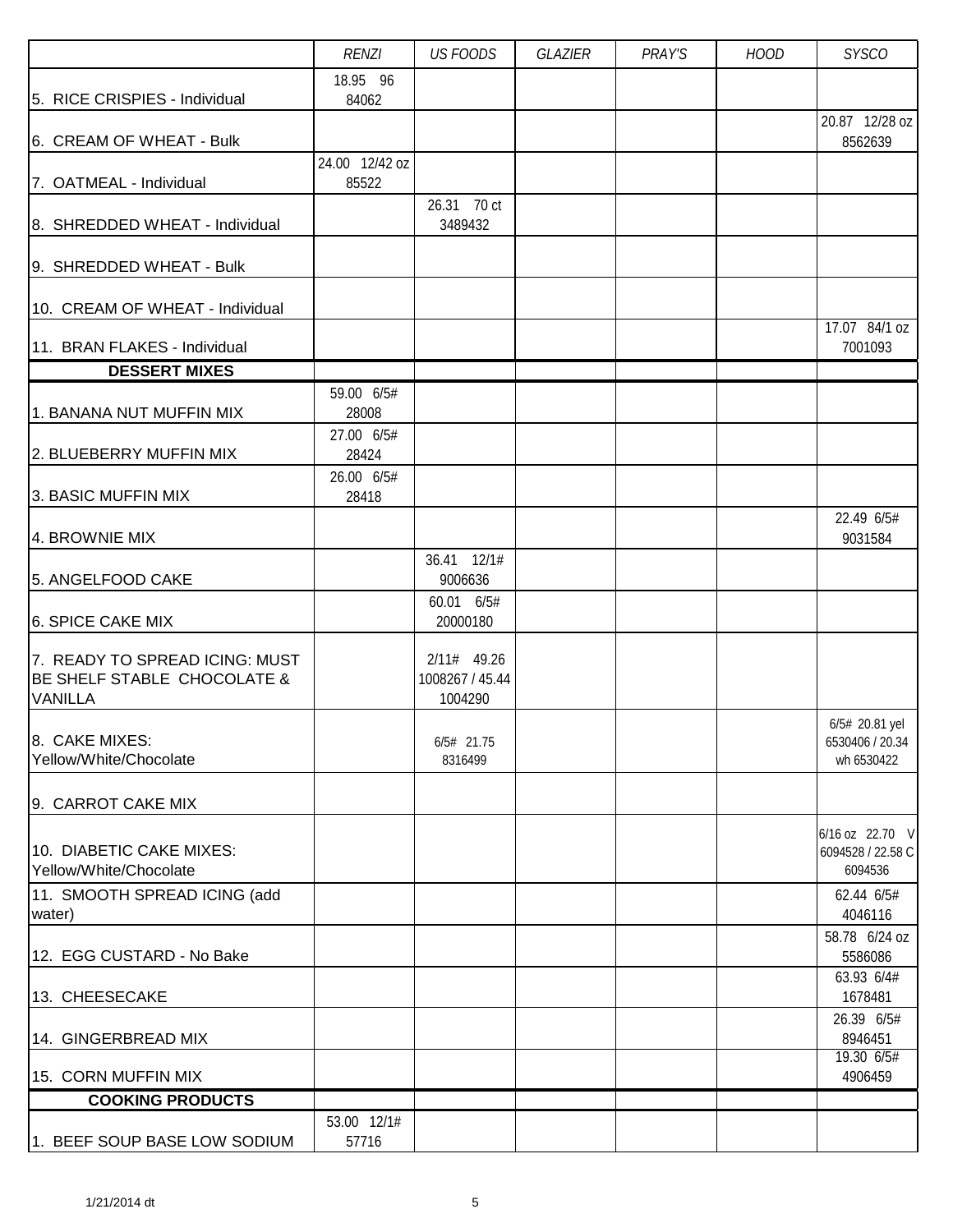| | RENZI | US FOODS | GLAZIER | PRAY'S | HOOD | SYSCO |
|---|---|---|---|---|---|---|
| 5. RICE CRISPIES - Individual | 18.95 96 84062 | | | | | |
| 6. CREAM OF WHEAT - Bulk | | | | | | 20.87 12/28 oz 8562639 |
| 7. OATMEAL - Individual | 24.00 12/42 oz 85522 | | | | | |
| 8. SHREDDED WHEAT - Individual | | 26.31 70 ct 3489432 | | | | |
| 9. SHREDDED WHEAT - Bulk | | | | | | |
| 10. CREAM OF WHEAT - Individual | | | | | | |
| 11. BRAN FLAKES - Individual | | | | | | 17.07 84/1 oz 7001093 |
| **DESSERT MIXES** | | | | | | |
| 1. BANANA NUT MUFFIN MIX | 59.00 6/5# 28008 | | | | | |
| 2. BLUEBERRY MUFFIN MIX | 27.00 6/5# 28424 | | | | | |
| 3. BASIC MUFFIN MIX | 26.00 6/5# 28418 | | | | | |
| 4. BROWNIE MIX | | | | | | 22.49 6/5# 9031584 |
| 5. ANGELFOOD CAKE | | 36.41 12/1# 9006636 | | | | |
| 6. SPICE CAKE MIX | | 60.01 6/5# 20000180 | | | | |
| 7. READY TO SPREAD ICING: MUST BE SHELF STABLE CHOCOLATE & VANILLA | | 2/11# 49.26 1008267 / 45.44 1004290 | | | | |
| 8. CAKE MIXES: Yellow/White/Chocolate | | 6/5# 21.75 8316499 | | | | 6/5# 20.81 yel 6530406 / 20.34 wh 6530422 |
| 9. CARROT CAKE MIX | | | | | | |
| 10. DIABETIC CAKE MIXES: Yellow/White/Chocolate | | | | | | 6/16 oz 22.70 V 6094528 / 22.58 C 6094536 |
| 11. SMOOTH SPREAD ICING (add water) | | | | | | 62.44 6/5# 4046116 |
| 12. EGG CUSTARD - No Bake | | | | | | 58.78 6/24 oz 5586086 |
| 13. CHEESECAKE | | | | | | 63.93 6/4# 1678481 |
| 14. GINGERBREAD MIX | | | | | | 26.39 6/5# 8946451 |
| 15. CORN MUFFIN MIX | | | | | | 19.30 6/5# 4906459 |
| **COOKING PRODUCTS** | | | | | | |
| 1. BEEF SOUP BASE LOW SODIUM | 53.00 12/1# 57716 | | | | | |

1/21/2014 dt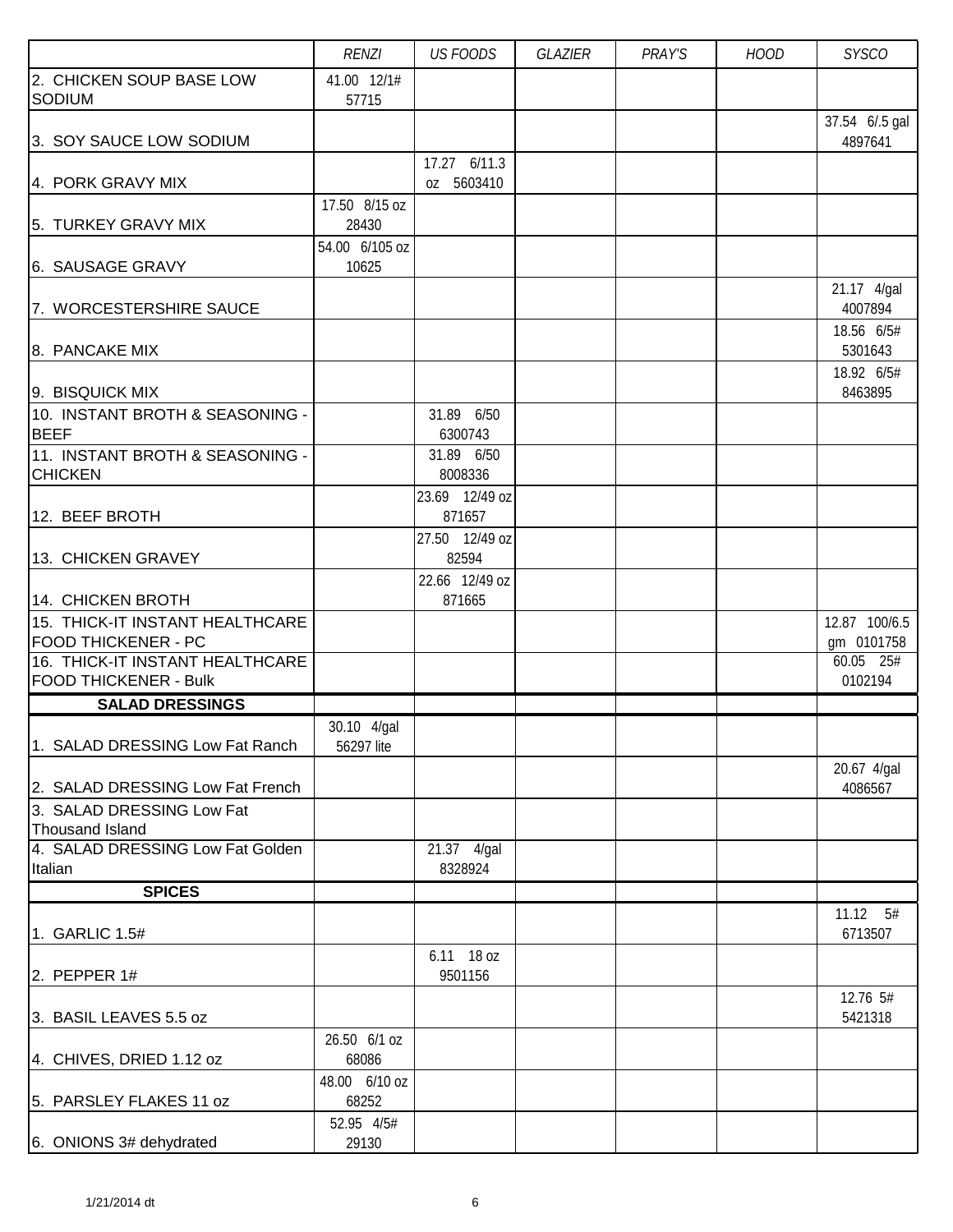| | RENZI | US FOODS | GLAZIER | PRAY'S | HOOD | SYSCO |
|---|---|---|---|---|---|---|
| 2. CHICKEN SOUP BASE LOW SODIUM | 41.00 12/1# 57715 | | | | | |
| 3. SOY SAUCE LOW SODIUM | | | | | | 37.54 6/.5 gal 4897641 |
| 4. PORK GRAVY MIX | | 17.27 6/11.3 oz 5603410 | | | | |
| 5. TURKEY GRAVY MIX | 17.50 8/15 oz 28430 | | | | | |
| 6. SAUSAGE GRAVY | 54.00 6/105 oz 10625 | | | | | |
| 7. WORCESTERSHIRE SAUCE | | | | | | 21.17 4/gal 4007894 |
| 8. PANCAKE MIX | | | | | | 18.56 6/5# 5301643 |
| 9. BISQUICK MIX | | | | | | 18.92 6/5# 8463895 |
| 10. INSTANT BROTH & SEASONING - BEEF | | 31.89 6/50 6300743 | | | | |
| 11. INSTANT BROTH & SEASONING - CHICKEN | | 31.89 6/50 8008336 | | | | |
| 12. BEEF BROTH | | 23.69 12/49 oz 871657 | | | | |
| 13. CHICKEN GRAVEY | | 27.50 12/49 oz 82594 | | | | |
| 14. CHICKEN BROTH | | 22.66 12/49 oz 871665 | | | | |
| 15. THICK-IT INSTANT HEALTHCARE FOOD THICKENER - PC | | | | | | 12.87 100/6.5 gm 0101758 |
| 16. THICK-IT INSTANT HEALTHCARE FOOD THICKENER - Bulk | | | | | | 60.05 25# 0102194 |
| **SALAD DRESSINGS** | | | | | | |
| 1. SALAD DRESSING Low Fat Ranch | 30.10 4/gal 56297 lite | | | | | |
| 2. SALAD DRESSING Low Fat French | | | | | | 20.67 4/gal 4086567 |
| 3. SALAD DRESSING Low Fat Thousand Island | | | | | | |
| 4. SALAD DRESSING Low Fat Golden Italian | | 21.37 4/gal 8328924 | | | | |
| **SPICES** | | | | | | |
| 1. GARLIC 1.5# | | | | | | 11.12 5# 6713507 |
| 2. PEPPER 1# | | 6.11 18 oz 9501156 | | | | |
| 3. BASIL LEAVES 5.5 oz | | | | | | 12.76 5# 5421318 |
| 4. CHIVES, DRIED 1.12 oz | 26.50 6/1 oz 68086 | | | | | |
| 5. PARSLEY FLAKES 11 oz | 48.00 6/10 oz 68252 | | | | | |
| 6. ONIONS 3# dehydrated | 52.95 4/5# 29130 | | | | | |

1/21/2014 dt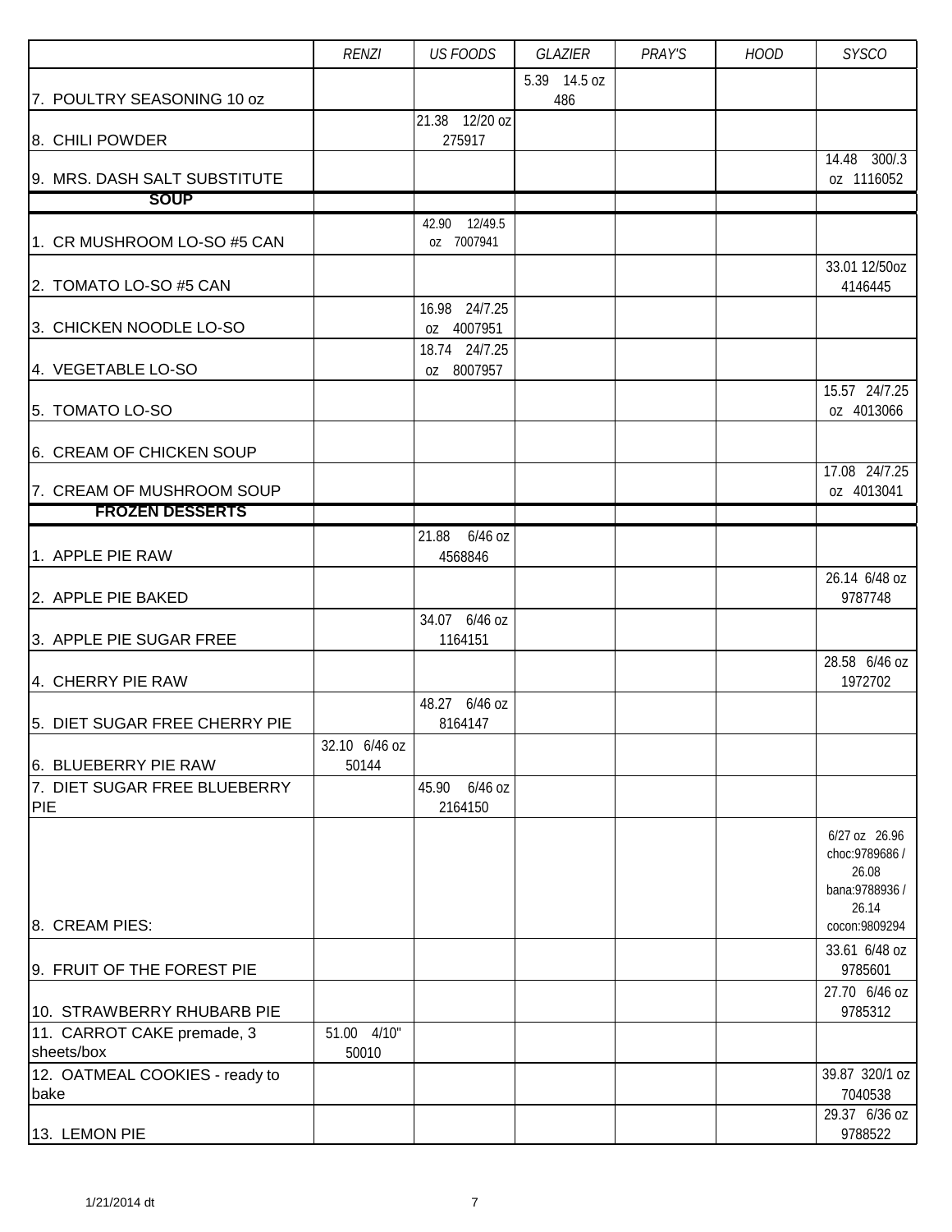| | RENZI | US FOODS | GLAZIER | PRAY'S | HOOD | SYSCO |
|---|---|---|---|---|---|---|
| 7. POULTRY SEASONING 10 oz | | | 5.39 14.5 oz 486 | | | |
| 8. CHILI POWDER | | 21.38 12/20 oz 275917 | | | | |
| 9. MRS. DASH SALT SUBSTITUTE | | | | | | 14.48 300/.3 oz 1116052 |
| **SOUP** | | | | | | |
| 1. CR MUSHROOM LO-SO #5 CAN | | 42.90 12/49.5 oz 7007941 | | | | |
| 2. TOMATO LO-SO #5 CAN | | | | | | 33.01 12/50oz 4146445 |
| 3. CHICKEN NOODLE LO-SO | | 16.98 24/7.25 oz 4007951 | | | | |
| 4. VEGETABLE LO-SO | | 18.74 24/7.25 oz 8007957 | | | | |
| 5. TOMATO LO-SO | | | | | | 15.57 24/7.25 oz 4013066 |
| 6. CREAM OF CHICKEN SOUP | | | | | | |
| 7. CREAM OF MUSHROOM SOUP | | | | | | 17.08 24/7.25 oz 4013041 |
| **FROZEN DESSERTS** | | | | | | |
| 1. APPLE PIE RAW | | 21.88 6/46 oz 4568846 | | | | |
| 2. APPLE PIE BAKED | | | | | | 26.14 6/48 oz 9787748 |
| 3. APPLE PIE SUGAR FREE | | 34.07 6/46 oz 1164151 | | | | |
| 4. CHERRY PIE RAW | | | | | | 28.58 6/46 oz 1972702 |
| 5. DIET SUGAR FREE CHERRY PIE | | 48.27 6/46 oz 8164147 | | | | |
| 6. BLUEBERRY PIE RAW | 32.10 6/46 oz 50144 | | | | | |
| 7. DIET SUGAR FREE BLUEBERRY PIE | | 45.90 6/46 oz 2164150 | | | | |
| 8. CREAM PIES: | | | | | | 6/27 oz 26.96 choc:9789686 / 26.08 bana:9788936 / 26.14 cocon:9809294 |
| 9. FRUIT OF THE FOREST PIE | | | | | | 33.61 6/48 oz 9785601 |
| 10. STRAWBERRY RHUBARB PIE | | | | | | 27.70 6/46 oz 9785312 |
| 11. CARROT CAKE premade, 3 sheets/box | 51.00 4/10" 50010 | | | | | |
| 12. OATMEAL COOKIES - ready to bake | | | | | | 39.87 320/1 oz 7040538 |
| 13. LEMON PIE | | | | | | 29.37 6/36 oz 9788522 |

1/21/2014 dt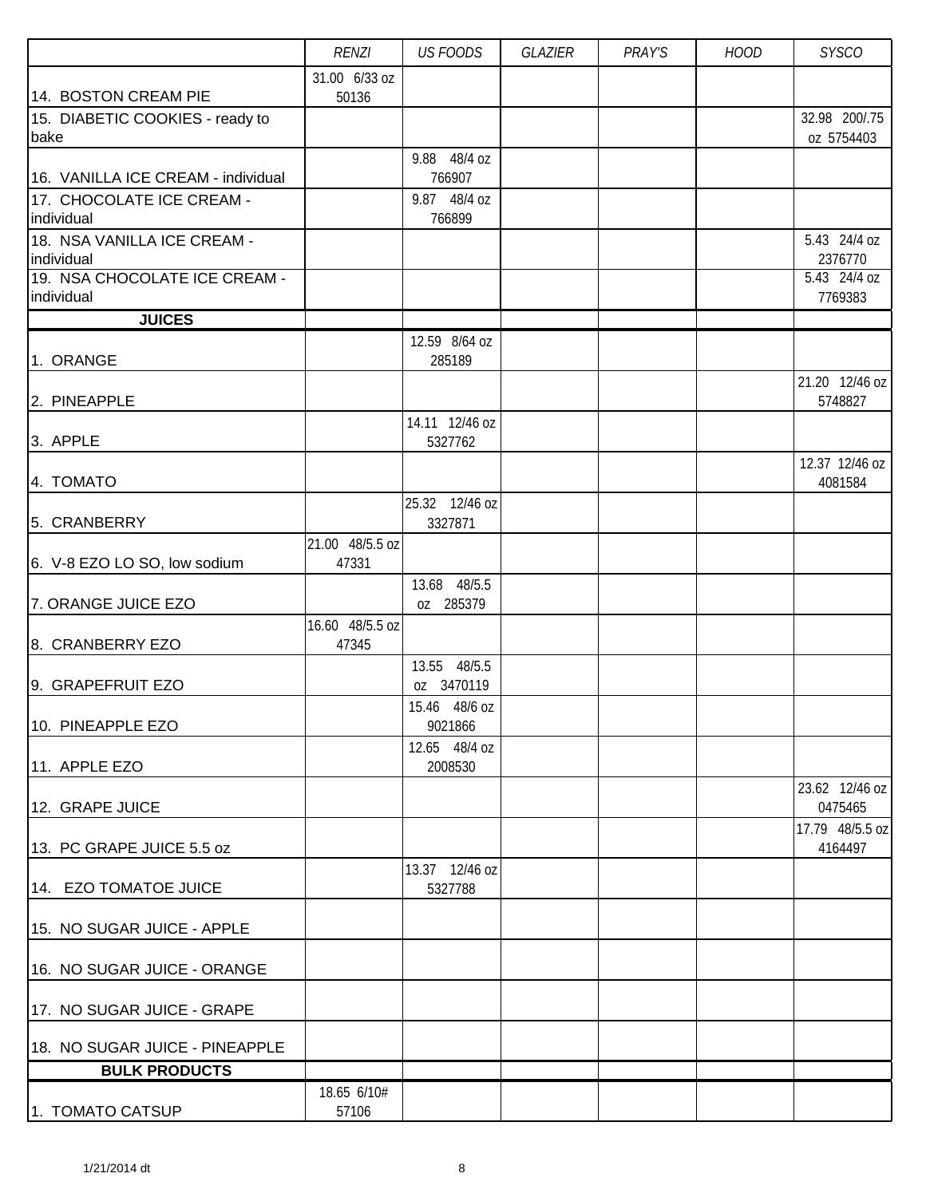| | RENZI | US FOODS | GLAZIER | PRAY'S | HOOD | SYSCO |
|---|---|---|---|---|---|---|
| 14. BOSTON CREAM PIE | 31.00 6/33 oz 50136 | | | | | |
| 15. DIABETIC COOKIES - ready to bake | | | | | | 32.98 200/.75 oz 5754403 |
| 16. VANILLA ICE CREAM - individual | | 9.88 48/4 oz 766907 | | | | |
| 17. CHOCOLATE ICE CREAM - individual | | 9.87 48/4 oz 766899 | | | | |
| 18. NSA VANILLA ICE CREAM - individual | | | | | | 5.43 24/4 oz 2376770 |
| 19. NSA CHOCOLATE ICE CREAM - individual | | | | | | 5.43 24/4 oz 7769383 |
| **JUICES** | | | | | | |
| 1. ORANGE | | 12.59 8/64 oz 285189 | | | | |
| 2. PINEAPPLE | | | | | | 21.20 12/46 oz 5748827 |
| 3. APPLE | | 14.11 12/46 oz 5327762 | | | | |
| 4. TOMATO | | | | | | 12.37 12/46 oz 4081584 |
| 5. CRANBERRY | | 25.32 12/46 oz 3327871 | | | | |
| 6. V-8 EZO LO SO, low sodium | 21.00 48/5.5 oz 47331 | | | | | |
| 7. ORANGE JUICE EZO | | 13.68 48/5.5 oz 285379 | | | | |
| 8. CRANBERRY EZO | 16.60 48/5.5 oz 47345 | | | | | |
| 9. GRAPEFRUIT EZO | | 13.55 48/5.5 oz 3470119 | | | | |
| 10. PINEAPPLE EZO | | 15.46 48/6 oz 9021866 | | | | |
| 11. APPLE EZO | | 12.65 48/4 oz 2008530 | | | | |
| 12. GRAPE JUICE | | | | | | 23.62 12/46 oz 0475465 |
| 13. PC GRAPE JUICE 5.5 oz | | | | | | 17.79 48/5.5 oz 4164497 |
| 14. EZO TOMATOE JUICE | | 13.37 12/46 oz 5327788 | | | | |
| 15. NO SUGAR JUICE - APPLE | | | | | | |
| 16. NO SUGAR JUICE - ORANGE | | | | | | |
| 17. NO SUGAR JUICE - GRAPE | | | | | | |
| 18. NO SUGAR JUICE - PINEAPPLE | | | | | | |
| **BULK PRODUCTS** | | | | | | |
| 1. TOMATO CATSUP | 18.65 6/10# 57106 | | | | | |

1/21/2014 dt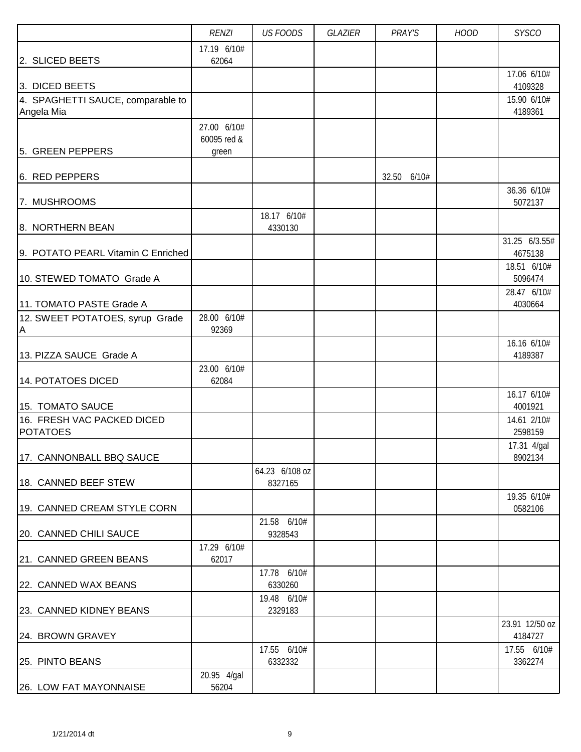| | RENZI | US FOODS | GLAZIER | PRAY'S | HOOD | SYSCO |
|---|---|---|---|---|---|---|
| 2. SLICED BEETS | 17.19 6/10# 62064 | | | | | |
| 3. DICED BEETS | | | | | | 17.06 6/10# 4109328 |
| 4. SPAGHETTI SAUCE, comparable to Angela Mia | | | | | | 15.90 6/10# 4189361 |
| 5. GREEN PEPPERS | 27.00 6/10# 60095 red & green | | | | | |
| 6. RED PEPPERS | | | | 32.50 6/10# | | |
| 7. MUSHROOMS | | | | | | 36.36 6/10# 5072137 |
| 8. NORTHERN BEAN | | 18.17 6/10# 4330130 | | | | |
| 9. POTATO PEARL Vitamin C Enriched | | | | | | 31.25 6/3.55# 4675138 |
| 10. STEWED TOMATO Grade A | | | | | | 18.51 6/10# 5096474 |
| 11. TOMATO PASTE Grade A | | | | | | 28.47 6/10# 4030664 |
| 12. SWEET POTATOES, syrup Grade A | 28.00 6/10# 92369 | | | | | |
| 13. PIZZA SAUCE Grade A | | | | | | 16.16 6/10# 4189387 |
| 14. POTATOES DICED | 23.00 6/10# 62084 | | | | | |
| 15. TOMATO SAUCE | | | | | | 16.17 6/10# 4001921 |
| 16. FRESH VAC PACKED DICED POTATOES | | | | | | 14.61 2/10# 2598159 |
| 17. CANNONBALL BBQ SAUCE | | | | | | 17.31 4/gal 8902134 |
| 18. CANNED BEEF STEW | | 64.23 6/108 oz 8327165 | | | | |
| 19. CANNED CREAM STYLE CORN | | | | | | 19.35 6/10# 0582106 |
| 20. CANNED CHILI SAUCE | | 21.58 6/10# 9328543 | | | | |
| 21. CANNED GREEN BEANS | 17.29 6/10# 62017 | | | | | |
| 22. CANNED WAX BEANS | | 17.78 6/10# 6330260 | | | | |
| 23. CANNED KIDNEY BEANS | | 19.48 6/10# 2329183 | | | | |
| 24. BROWN GRAVEY | | | | | | 23.91 12/50 oz 4184727 |
| 25. PINTO BEANS | | 17.55 6/10# 6332332 | | | | 17.55 6/10# 3362274 |
| 26. LOW FAT MAYONNAISE | 20.95 4/gal 56204 | | | | | |

1/21/2014 dt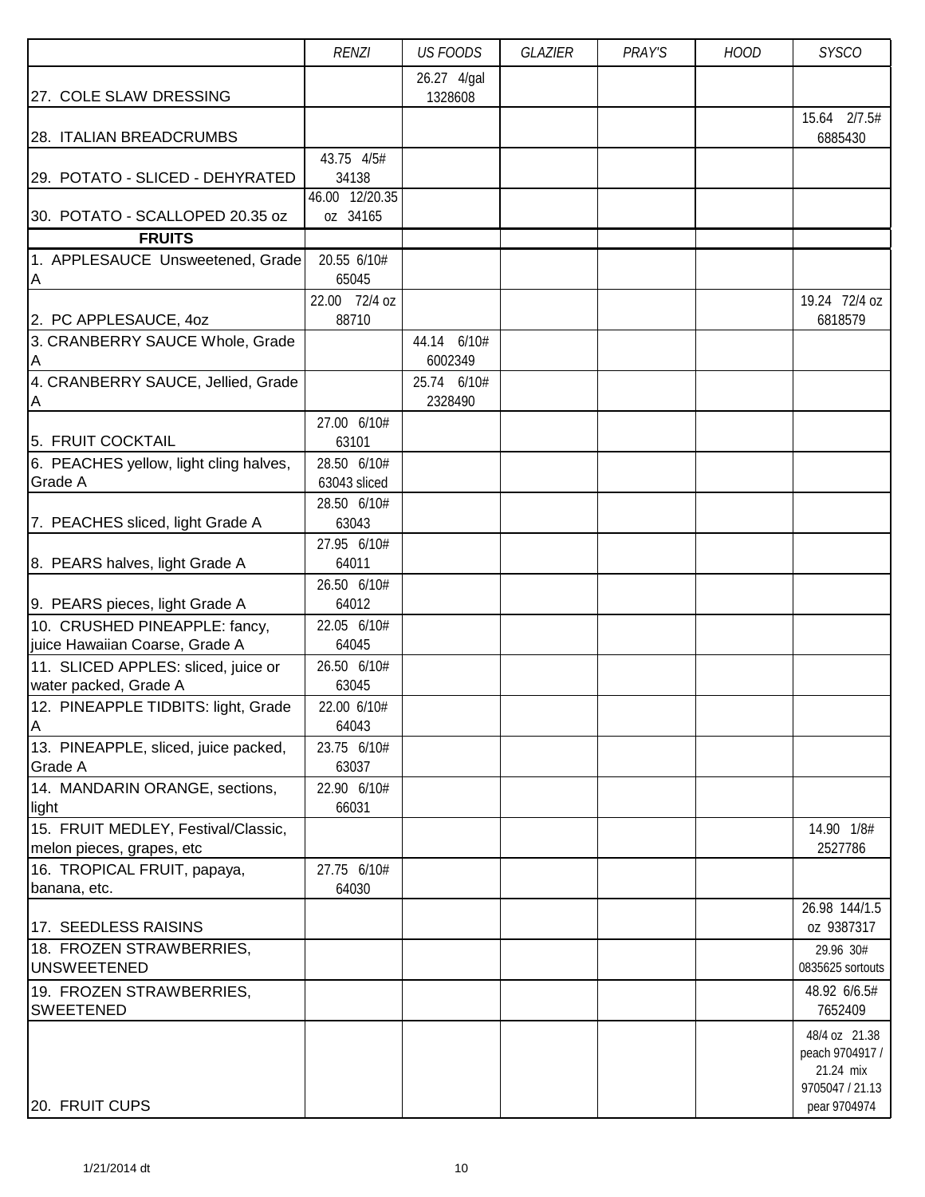| | RENZI | US FOODS | GLAZIER | PRAY'S | HOOD | SYSCO |
|---|---|---|---|---|---|---|
| 27. COLE SLAW DRESSING | | 26.27 4/gal 1328608 | | | | |
| 28. ITALIAN BREADCRUMBS | | | | | | 15.64 2/7.5# 6885430 |
| 29. POTATO - SLICED - DEHYRATED | 43.75 4/5# 34138 | | | | | |
| 30. POTATO - SCALLOPED 20.35 oz | 46.00 12/20.35 oz 34165 | | | | | |
| **FRUITS** | | | | | | |
| 1. APPLESAUCE Unsweetened, Grade A | 20.55 6/10# 65045 | | | | | |
| 2. PC APPLESAUCE, 4oz | 22.00 72/4 oz 88710 | | | | | 19.24 72/4 oz 6818579 |
| 3. CRANBERRY SAUCE Whole, Grade A | | 44.14 6/10# 6002349 | | | | |
| 4. CRANBERRY SAUCE, Jellied, Grade A | | 25.74 6/10# 2328490 | | | | |
| 5. FRUIT COCKTAIL | 27.00 6/10# 63101 | | | | | |
| 6. PEACHES yellow, light cling halves, Grade A | 28.50 6/10# 63043 sliced | | | | | |
| 7. PEACHES sliced, light Grade A | 28.50 6/10# 63043 | | | | | |
| 8. PEARS halves, light Grade A | 27.95 6/10# 64011 | | | | | |
| 9. PEARS pieces, light Grade A | 26.50 6/10# 64012 | | | | | |
| 10. CRUSHED PINEAPPLE: fancy, juice Hawaiian Coarse, Grade A | 22.05 6/10# 64045 | | | | | |
| 11. SLICED APPLES: sliced, juice or water packed, Grade A | 26.50 6/10# 63045 | | | | | |
| 12. PINEAPPLE TIDBITS: light, Grade A | 22.00 6/10# 64043 | | | | | |
| 13. PINEAPPLE, sliced, juice packed, Grade A | 23.75 6/10# 63037 | | | | | |
| 14. MANDARIN ORANGE, sections, light | 22.90 6/10# 66031 | | | | | |
| 15. FRUIT MEDLEY, Festival/Classic, melon pieces, grapes, etc | | | | | | 14.90 1/8# 2527786 |
| 16. TROPICAL FRUIT, papaya, banana, etc. | 27.75 6/10# 64030 | | | | | |
| 17. SEEDLESS RAISINS | | | | | | 26.98 144/1.5 oz 9387317 |
| 18. FROZEN STRAWBERRIES, UNSWEETENED | | | | | | 29.96 30# 0835625 sortouts |
| 19. FROZEN STRAWBERRIES, SWEETENED | | | | | | 48.92 6/6.5# 7652409 |
| 20. FRUIT CUPS | | | | | | 48/4 oz 21.38 peach 9704917 / 21.24 mix 9705047 / 21.13 pear 9704974 |

1/21/2014 dt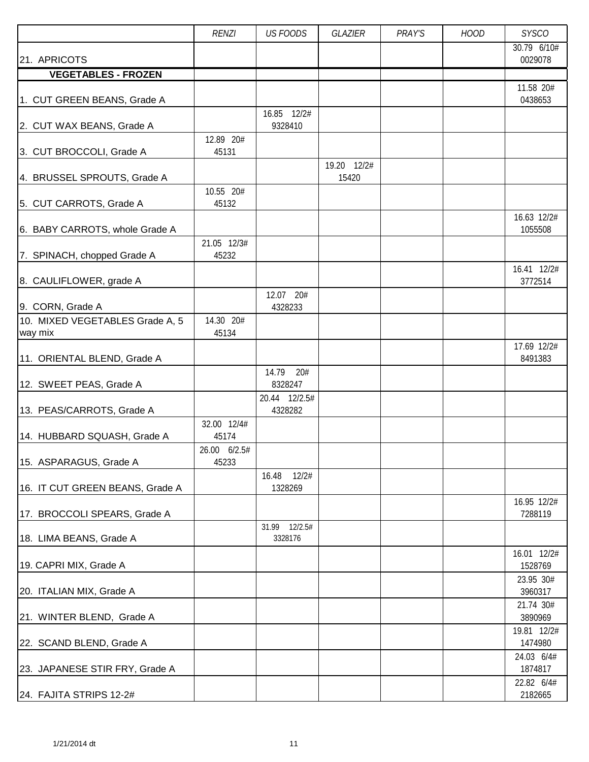| | RENZI | US FOODS | GLAZIER | PRAY'S | HOOD | SYSCO |
|---|---|---|---|---|---|---|
| 21. APRICOTS | | | | | | 30.79 6/10# 0029078 |
| **VEGETABLES - FROZEN** | | | | | | |
| 1. CUT GREEN BEANS, Grade A | | | | | | 11.58 20# 0438653 |
| 2. CUT WAX BEANS, Grade A | | 16.85 12/2# 9328410 | | | | |
| 3. CUT BROCCOLI, Grade A | 12.89 20# 45131 | | | | | |
| 4. BRUSSEL SPROUTS, Grade A | | | 19.20 12/2# 15420 | | | |
| 5. CUT CARROTS, Grade A | 10.55 20# 45132 | | | | | |
| 6. BABY CARROTS, whole Grade A | | | | | | 16.63 12/2# 1055508 |
| 7. SPINACH, chopped Grade A | 21.05 12/3# 45232 | | | | | |
| 8. CAULIFLOWER, grade A | | | | | | 16.41 12/2# 3772514 |
| 9. CORN, Grade A | | 12.07 20# 4328233 | | | | |
| 10. MIXED VEGETABLES Grade A, 5 way mix | 14.30 20# 45134 | | | | | |
| 11. ORIENTAL BLEND, Grade A | | | | | | 17.69 12/2# 8491383 |
| 12. SWEET PEAS, Grade A | | 14.79 20# 8328247 | | | | |
| 13. PEAS/CARROTS, Grade A | | 20.44 12/2.5# 4328282 | | | | |
| 14. HUBBARD SQUASH, Grade A | 32.00 12/4# 45174 | | | | | |
| 15. ASPARAGUS, Grade A | 26.00 6/2.5# 45233 | | | | | |
| 16. IT CUT GREEN BEANS, Grade A | | 16.48 12/2# 1328269 | | | | |
| 17. BROCCOLI SPEARS, Grade A | | | | | | 16.95 12/2# 7288119 |
| 18. LIMA BEANS, Grade A | | 31.99 12/2.5# 3328176 | | | | |
| 19. CAPRI MIX, Grade A | | | | | | 16.01 12/2# 1528769 |
| 20. ITALIAN MIX, Grade A | | | | | | 23.95 30# 3960317 |
| 21. WINTER BLEND, Grade A | | | | | | 21.74 30# 3890969 |
| 22. SCAND BLEND, Grade A | | | | | | 19.81 12/2# 1474980 |
| 23. JAPANESE STIR FRY, Grade A | | | | | | 24.03 6/4# 1874817 |
| 24. FAJITA STRIPS 12-2# | | | | | | 22.82 6/4# 2182665 |

1/21/2014 dt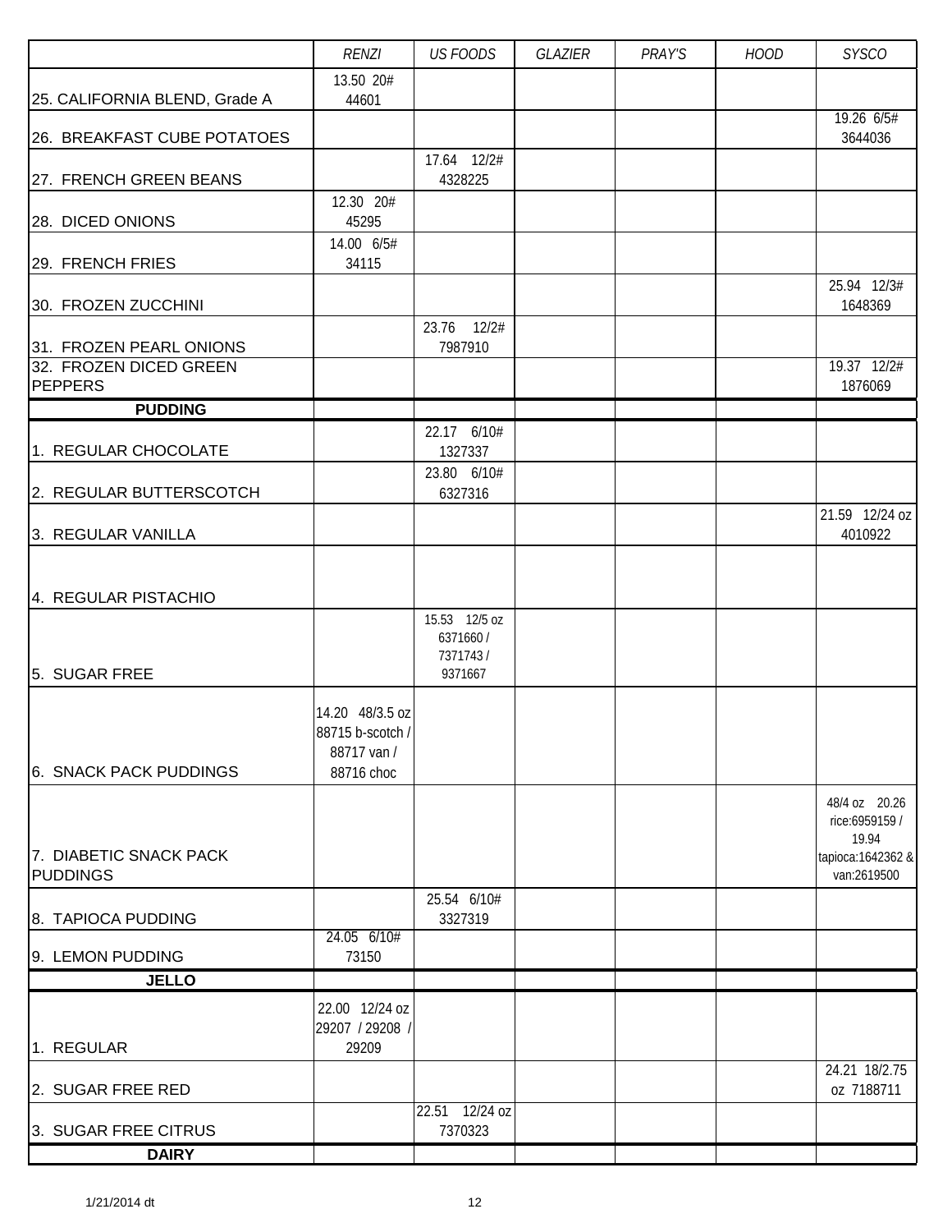| | *RENZI* | *US FOODS* | *GLAZIER* | *PRAY'S* | *HOOD* | *SYSCO* |
|---|---|---|---|---|---|---|
| 25. CALIFORNIA BLEND, Grade A | 13.50 20# 44601 | | | | | |
| 26. BREAKFAST CUBE POTATOES | | | | | | 19.26 6/5# 3644036 |
| 27. FRENCH GREEN BEANS | | 17.64 12/2# 4328225 | | | | |
| 28. DICED ONIONS | 12.30 20# 45295 | | | | | |
| 29. FRENCH FRIES | 14.00 6/5# 34115 | | | | | |
| 30. FROZEN ZUCCHINI | | | | | | 25.94 12/3# 1648369 |
| 31. FROZEN PEARL ONIONS | | 23.76 12/2# 7987910 | | | | |
| 32. FROZEN DICED GREEN PEPPERS | | | | | | 19.37 12/2# 1876069 |
| **PUDDING** | | | | | | |
| 1. REGULAR CHOCOLATE | | 22.17 6/10# 1327337 | | | | |
| 2. REGULAR BUTTERSCOTCH | | 23.80 6/10# 6327316 | | | | |
| 3. REGULAR VANILLA | | | | | | 21.59 12/24 oz 4010922 |
| 4. REGULAR PISTACHIO | | | | | | |
| 5. SUGAR FREE | | 15.53 12/5 oz 6371660 / 7371743 / 9371667 | | | | |
| 6. SNACK PACK PUDDINGS | 14.20 48/3.5 oz 88715 b-scotch / 88717 van / 88716 choc | | | | | |
| 7. DIABETIC SNACK PACK PUDDINGS | | | | | | 48/4 oz 20.26 rice:6959159 / 19.94 tapioca:1642362 & van:2619500 |
| 8. TAPIOCA PUDDING | | 25.54 6/10# 3327319 | | | | |
| 9. LEMON PUDDING | 24.05 6/10# 73150 | | | | | |
| **JELLO** | | | | | | |
| 1. REGULAR | 22.00 12/24 oz 29207 / 29208 / 29209 | | | | | |
| 2. SUGAR FREE RED | | | | | | 24.21 18/2.75 oz 7188711 |
| 3. SUGAR FREE CITRUS | | 22.51 12/24 oz 7370323 | | | | |
| **DAIRY** | | | | | | |

1/21/2014 dt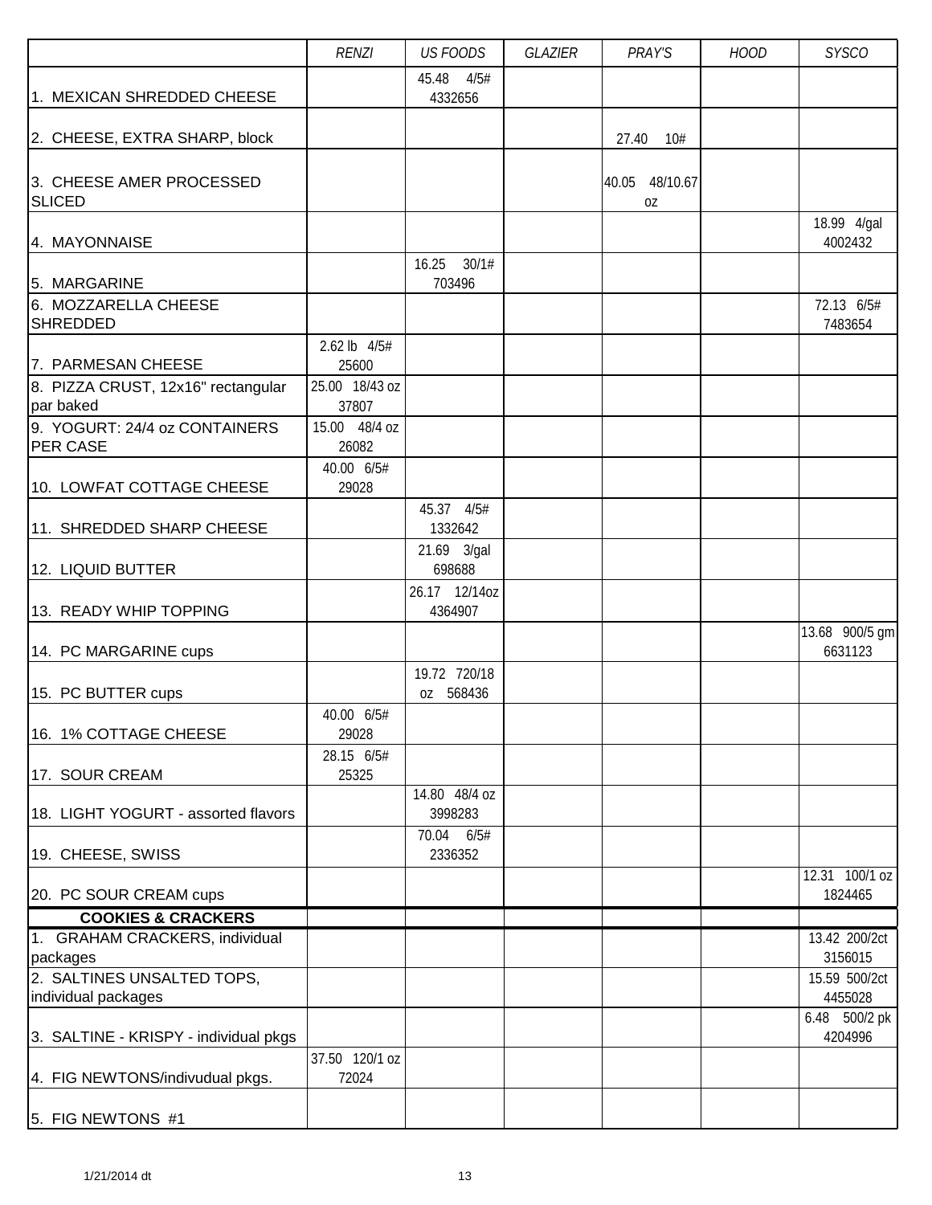| | RENZI | US FOODS | GLAZIER | PRAY'S | HOOD | SYSCO |
|---|---|---|---|---|---|---|
| 1. MEXICAN SHREDDED CHEESE | | 45.48 4/5# 4332656 | | | | |
| 2. CHEESE, EXTRA SHARP, block | | | | 27.40 10# | | |
| 3. CHEESE AMER PROCESSED SLICED | | | | 40.05 48/10.67 oz | | |
| 4. MAYONNAISE | | | | | | 18.99 4/gal 4002432 |
| 5. MARGARINE | | 16.25 30/1# 703496 | | | | |
| 6. MOZZARELLA CHEESE SHREDDED | | | | | | 72.13 6/5# 7483654 |
| 7. PARMESAN CHEESE | 2.62 lb 4/5# 25600 | | | | | |
| 8. PIZZA CRUST, 12x16" rectangular par baked | 25.00 18/43 oz 37807 | | | | | |
| 9. YOGURT: 24/4 oz CONTAINERS PER CASE | 15.00 48/4 oz 26082 | | | | | |
| 10. LOWFAT COTTAGE CHEESE | 40.00 6/5# 29028 | | | | | |
| 11. SHREDDED SHARP CHEESE | | 45.37 4/5# 1332642 | | | | |
| 12. LIQUID BUTTER | | 21.69 3/gal 698688 | | | | |
| 13. READY WHIP TOPPING | | 26.17 12/14oz 4364907 | | | | |
| 14. PC MARGARINE cups | | | | | | 13.68 900/5 gm 6631123 |
| 15. PC BUTTER cups | | 19.72 720/18 oz 568436 | | | | |
| 16. 1% COTTAGE CHEESE | 40.00 6/5# 29028 | | | | | |
| 17. SOUR CREAM | 28.15 6/5# 25325 | | | | | |
| 18. LIGHT YOGURT - assorted flavors | | 14.80 48/4 oz 3998283 | | | | |
| 19. CHEESE, SWISS | | 70.04 6/5# 2336352 | | | | |
| 20. PC SOUR CREAM cups | | | | | | 12.31 100/1 oz 1824465 |
| **COOKIES & CRACKERS** | | | | | | |
| 1. GRAHAM CRACKERS, individual packages | | | | | | 13.42 200/2ct 3156015 |
| 2. SALTINES UNSALTED TOPS, individual packages | | | | | | 15.59 500/2ct 4455028 |
| 3. SALTINE - KRISPY - individual pkgs | | | | | | 6.48 500/2 pk 4204996 |
| 4. FIG NEWTONS/indivudual pkgs. | 37.50 120/1 oz 72024 | | | | | |
| 5. FIG NEWTONS #1 | | | | | | |

1/21/2014 dt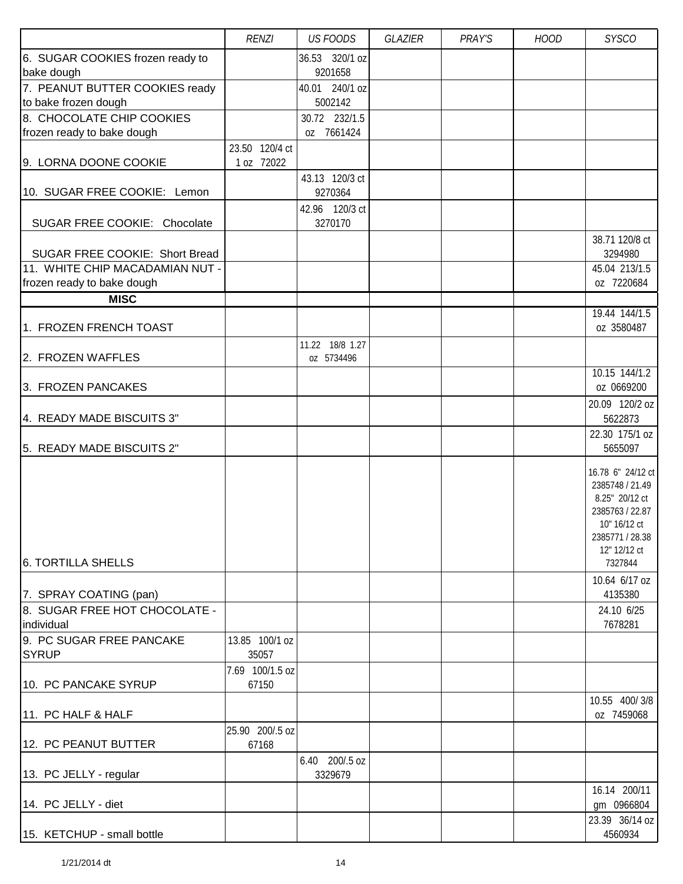| | *RENZI* | *US FOODS* | *GLAZIER* | *PRAY'S* | *HOOD* | *SYSCO* |
|---|---|---|---|---|---|---|
| 6. SUGAR COOKIES frozen ready to bake dough | | 36.53 320/1 oz 9201658 | | | | |
| 7. PEANUT BUTTER COOKIES ready to bake frozen dough | | 40.01 240/1 oz 5002142 | | | | |
| 8. CHOCOLATE CHIP COOKIES frozen ready to bake dough | | 30.72 232/1.5 oz 7661424 | | | | |
| 9. LORNA DOONE COOKIE | 23.50 120/4 ct 1 oz 72022 | | | | | |
| 10. SUGAR FREE COOKIE: Lemon | | 43.13 120/3 ct 9270364 | | | | |
| SUGAR FREE COOKIE: Chocolate | | 42.96 120/3 ct 3270170 | | | | |
| SUGAR FREE COOKIE: Short Bread | | | | | | 38.71 120/8 ct 3294980 |
| 11. WHITE CHIP MACADAMIAN NUT - frozen ready to bake dough | | | | | | 45.04 213/1.5 oz 7220684 |
| **MISC** | | | | | | |
| 1. FROZEN FRENCH TOAST | | | | | | 19.44 144/1.5 oz 3580487 |
| 2. FROZEN WAFFLES | | 11.22 18/8 1.27 oz 5734496 | | | | |
| 3. FROZEN PANCAKES | | | | | | 10.15 144/1.2 oz 0669200 |
| 4. READY MADE BISCUITS 3" | | | | | | 20.09 120/2 oz 5622873 |
| 5. READY MADE BISCUITS 2" | | | | | | 22.30 175/1 oz 5655097 |
| 6. TORTILLA SHELLS | | | | | | 16.78 6" 24/12 ct 2385748 / 21.49 8.25" 20/12 ct 2385763 / 22.87 10" 16/12 ct 2385771 / 28.38 12" 12/12 ct 7327844 |
| 7. SPRAY COATING (pan) | | | | | | 10.64 6/17 oz 4135380 |
| 8. SUGAR FREE HOT CHOCOLATE - individual | | | | | | 24.10 6/25 7678281 |
| 9. PC SUGAR FREE PANCAKE SYRUP | 13.85 100/1 oz 35057 | | | | | |
| 10. PC PANCAKE SYRUP | 7.69 100/1.5 oz 67150 | | | | | |
| 11. PC HALF & HALF | | | | | | 10.55 400/ 3/8 oz 7459068 |
| 12. PC PEANUT BUTTER | 25.90 200/.5 oz 67168 | | | | | |
| 13. PC JELLY - regular | | 6.40 200/.5 oz 3329679 | | | | |
| 14. PC JELLY - diet | | | | | | 16.14 200/11 gm 0966804 |
| 15. KETCHUP - small bottle | | | | | | 23.39 36/14 oz 4560934 |

1/21/2014 dt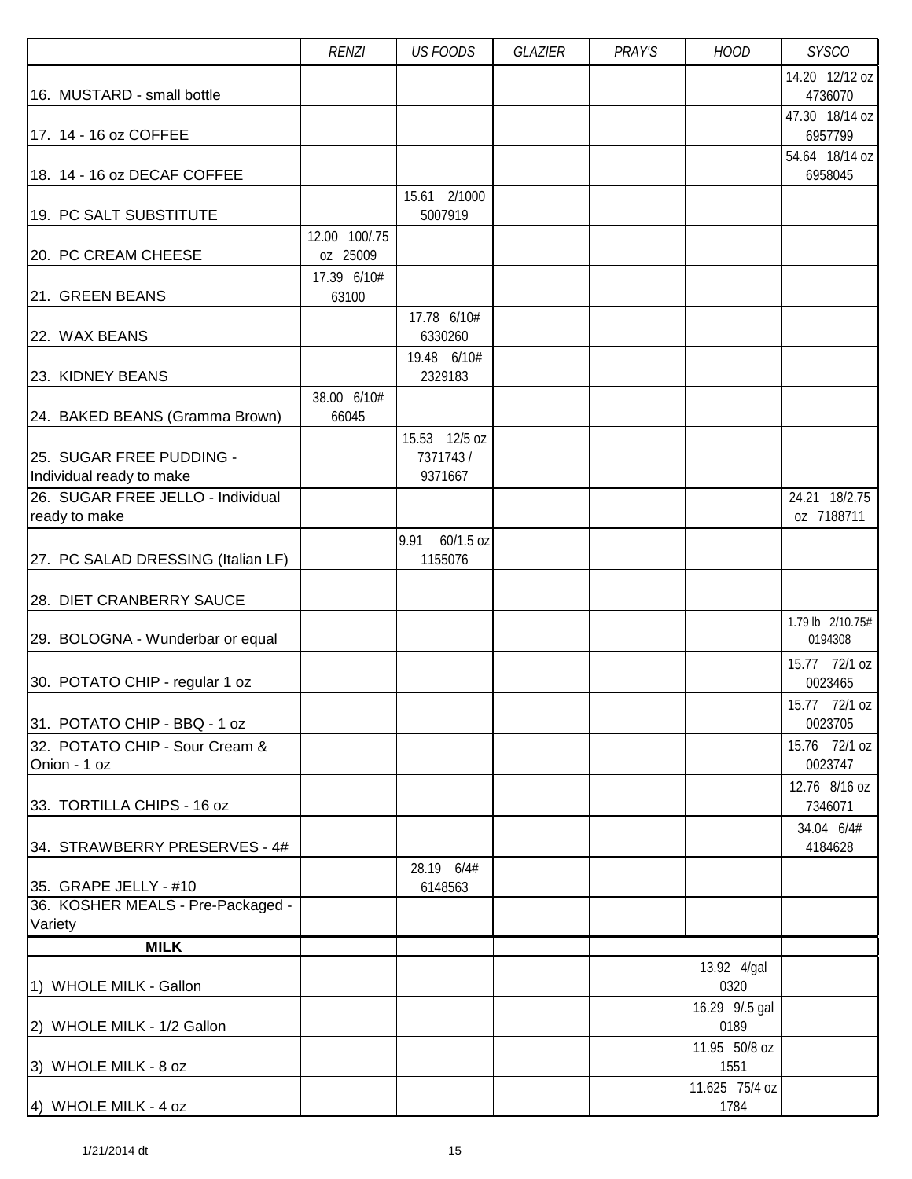| | *RENZI* | *US FOODS* | *GLAZIER* | *PRAY'S* | *HOOD* | *SYSCO* |
|---|---|---|---|---|---|---|
| 16. MUSTARD - small bottle | | | | | | 14.20 12/12 oz 4736070 |
| 17. 14 - 16 oz COFFEE | | | | | | 47.30 18/14 oz 6957799 |
| 18. 14 - 16 oz DECAF COFFEE | | | | | | 54.64 18/14 oz 6958045 |
| 19. PC SALT SUBSTITUTE | | 15.61 2/1000 5007919 | | | | |
| 20. PC CREAM CHEESE | 12.00 100/.75 oz 25009 | | | | | |
| 21. GREEN BEANS | 17.39 6/10# 63100 | | | | | |
| 22. WAX BEANS | | 17.78 6/10# 6330260 | | | | |
| 23. KIDNEY BEANS | | 19.48 6/10# 2329183 | | | | |
| 24. BAKED BEANS (Gramma Brown) | 38.00 6/10# 66045 | | | | | |
| 25. SUGAR FREE PUDDING - Individual ready to make | | 15.53 12/5 oz 7371743 / 9371667 | | | | |
| 26. SUGAR FREE JELLO - Individual ready to make | | | | | | 24.21 18/2.75 oz 7188711 |
| 27. PC SALAD DRESSING (Italian LF) | | 9.91 60/1.5 oz 1155076 | | | | |
| 28. DIET CRANBERRY SAUCE | | | | | | |
| 29. BOLOGNA - Wunderbar or equal | | | | | | 1.79 lb 2/10.75# 0194308 |
| 30. POTATO CHIP - regular 1 oz | | | | | | 15.77 72/1 oz 0023465 |
| 31. POTATO CHIP - BBQ - 1 oz | | | | | | 15.77 72/1 oz 0023705 |
| 32. POTATO CHIP - Sour Cream & Onion - 1 oz | | | | | | 15.76 72/1 oz 0023747 |
| 33. TORTILLA CHIPS - 16 oz | | | | | | 12.76 8/16 oz 7346071 |
| 34. STRAWBERRY PRESERVES - 4# | | | | | | 34.04 6/4# 4184628 |
| 35. GRAPE JELLY - #10 | | 28.19 6/4# 6148563 | | | | |
| 36. KOSHER MEALS - Pre-Packaged - Variety | | | | | | |
| **MILK** | | | | | | |
| 1) WHOLE MILK - Gallon | | | | | 13.92 4/gal 0320 | |
| 2) WHOLE MILK - 1/2 Gallon | | | | | 16.29 9/.5 gal 0189 | |
| 3) WHOLE MILK - 8 oz | | | | | 11.95 50/8 oz 1551 | |
| 4) WHOLE MILK - 4 oz | | | | | 11.625 75/4 oz 1784 | |

1/21/2014 dt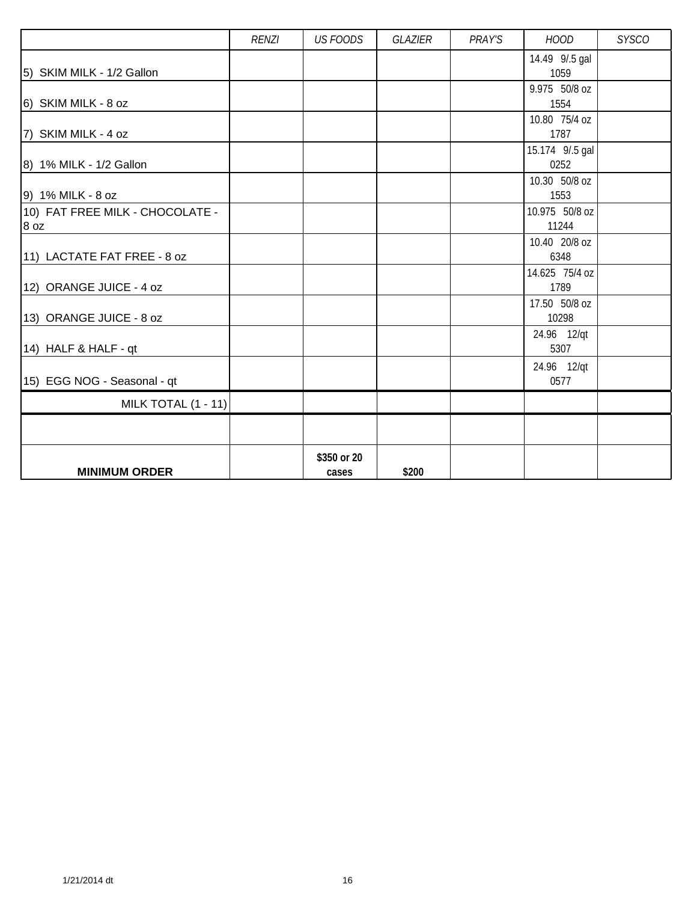| | *RENZI* | *US FOODS* | *GLAZIER* | *PRAY'S* | *HOOD* | *SYSCO* |
|---|---|---|---|---|---|---|
| 5) SKIM MILK - 1/2 Gallon | | | | | 14.49 9/.5 gal 1059 | |
| 6) SKIM MILK - 8 oz | | | | | 9.975 50/8 oz 1554 | |
| 7) SKIM MILK - 4 oz | | | | | 10.80 75/4 oz 1787 | |
| 8) 1% MILK - 1/2 Gallon | | | | | 15.174 9/.5 gal 0252 | |
| 9) 1% MILK - 8 oz | | | | | 10.30 50/8 oz 1553 | |
| 10) FAT FREE MILK - CHOCOLATE - 8 oz | | | | | 10.975 50/8 oz 11244 | |
| 11) LACTATE FAT FREE - 8 oz | | | | | 10.40 20/8 oz 6348 | |
| 12) ORANGE JUICE - 4 oz | | | | | 14.625 75/4 oz 1789 | |
| 13) ORANGE JUICE - 8 oz | | | | | 17.50 50/8 oz 10298 | |
| 14) HALF & HALF - qt | | | | | 24.96 12/qt 5307 | |
| 15) EGG NOG - Seasonal - qt | | | | | 24.96 12/qt 0577 | |
| MILK TOTAL (1 - 11) | | | | | | |
| | | | | | | |
| **MINIMUM ORDER** | | **$350 or 20 cases** | **$200** | | | |

1/21/2014 dt